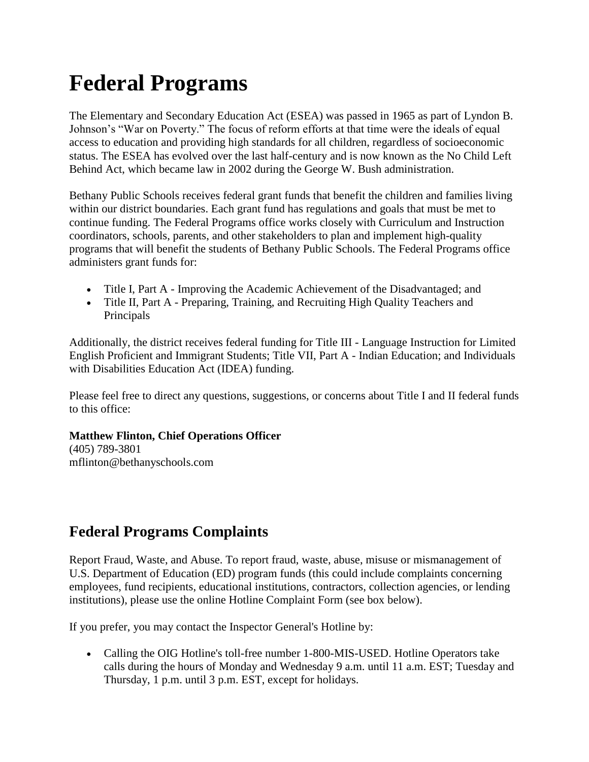# Federal Programs

The Elementary and Secondary Education Act (ESEA) was passed in 1965 as part of Lyndon B. Johnson's "War on Poverty." The focus of reform efforts at that time were the ideals of equal access to education and providing high standards for all children, regardless of socioeconomic status. The ESEA has evolved over the last half-century and is now known as the No Child Left Behind Act, which became law in 2002 during the George W. Bush administration.

Bethany Public Schools receives federal grant funds that benefit the children and families living within our district boundaries. Each grant fund has regulations and goals that must be met to continue funding. The Federal Programs office works closely with Curriculum and Instruction coordinators, schools, parents, and other stakeholders to plan and implement high-quality programs that will benefit the students of Bethany Public Schools. The Federal Programs office administers grant funds for:

- Title I, Part A - Improving the Academic Achievement of the Disadvantaged; and
- Title II, Part A - Preparing, Training, and Recruiting High Quality Teachers and Principals

Additionally, the district receives federal funding for Title III - Language Instruction for Limited English Proficient and Immigrant Students; Title VII, Part A - Indian Education; and Individuals with Disabilities Education Act (IDEA) funding.

Please feel free to direct any questions, suggestions, or concerns about Title I and II federal funds to this office:

**Matthew Flinton, Chief Operations Officer**
(405) 789-3801
mflinton@bethanyschools.com

## Federal Programs Complaints

Report Fraud, Waste, and Abuse. To report fraud, waste, abuse, misuse or mismanagement of U.S. Department of Education (ED) program funds (this could include complaints concerning employees, fund recipients, educational institutions, contractors, collection agencies, or lending institutions), please use the online Hotline Complaint Form (see box below).

If you prefer, you may contact the Inspector General's Hotline by:

- Calling the OIG Hotline's toll-free number 1-800-MIS-USED. Hotline Operators take calls during the hours of Monday and Wednesday 9 a.m. until 11 a.m. EST; Tuesday and Thursday, 1 p.m. until 3 p.m. EST, except for holidays.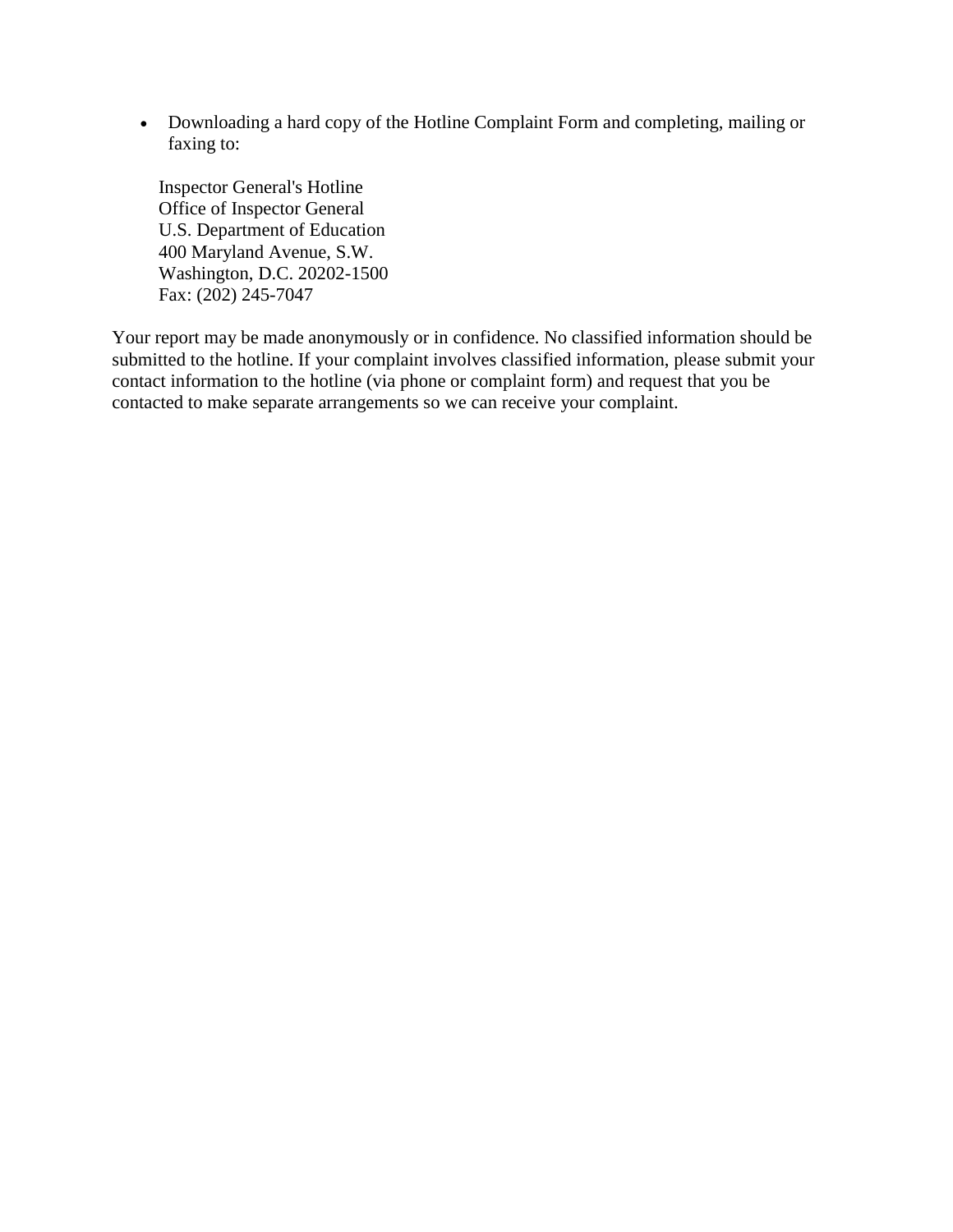- Downloading a hard copy of the Hotline Complaint Form and completing, mailing or faxing to:

  Inspector General's Hotline
  Office of Inspector General
  U.S. Department of Education
  400 Maryland Avenue, S.W.
  Washington, D.C. 20202-1500
  Fax: (202) 245-7047

Your report may be made anonymously or in confidence. No classified information should be submitted to the hotline. If your complaint involves classified information, please submit your contact information to the hotline (via phone or complaint form) and request that you be contacted to make separate arrangements so we can receive your complaint.